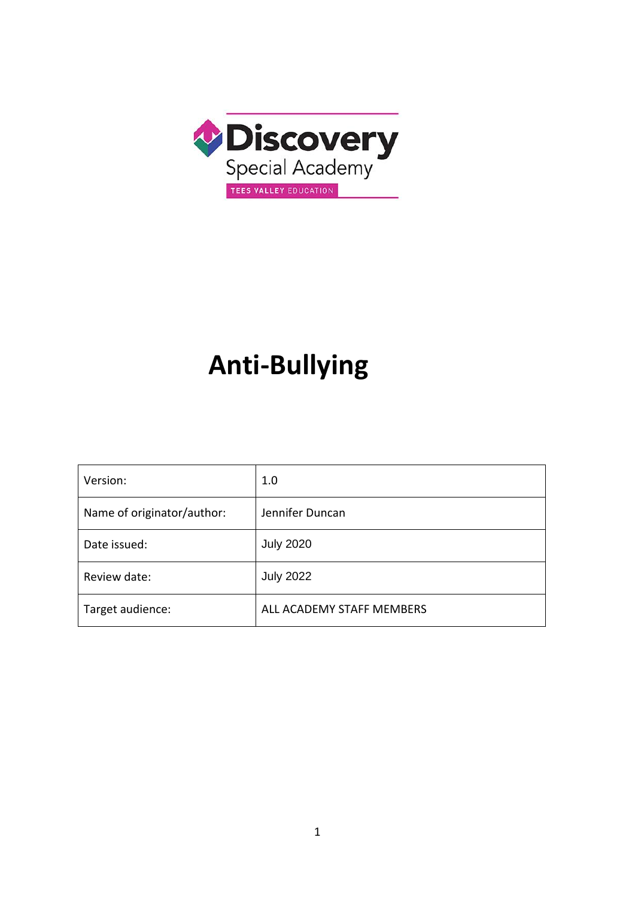Discovery Special Academy

TEES VALLEY EDUCATION

# Anti-Bullying

| Version: | 1.0 |
| --- | --- |
| Name of originator/author: | Jennifer Duncan |
| Date issued: | July 2020 |
| Review date: | July 2022 |
| Target audience: | ALL ACADEMY STAFF MEMBERS |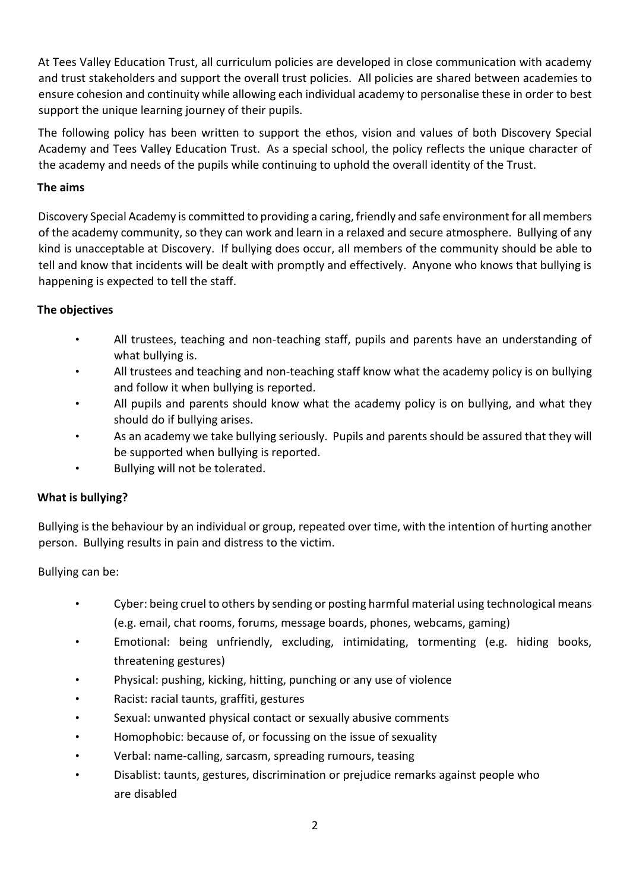At Tees Valley Education Trust, all curriculum policies are developed in close communication with academy and trust stakeholders and support the overall trust policies. All policies are shared between academies to ensure cohesion and continuity while allowing each individual academy to personalise these in order to best support the unique learning journey of their pupils.

The following policy has been written to support the ethos, vision and values of both Discovery Special Academy and Tees Valley Education Trust. As a special school, the policy reflects the unique character of the academy and needs of the pupils while continuing to uphold the overall identity of the Trust.

**The aims**

Discovery Special Academy is committed to providing a caring, friendly and safe environment for all members of the academy community, so they can work and learn in a relaxed and secure atmosphere. Bullying of any kind is unacceptable at Discovery. If bullying does occur, all members of the community should be able to tell and know that incidents will be dealt with promptly and effectively. Anyone who knows that bullying is happening is expected to tell the staff.

**The objectives**

- All trustees, teaching and non-teaching staff, pupils and parents have an understanding of what bullying is.
- All trustees and teaching and non-teaching staff know what the academy policy is on bullying and follow it when bullying is reported.
- All pupils and parents should know what the academy policy is on bullying, and what they should do if bullying arises.
- As an academy we take bullying seriously. Pupils and parents should be assured that they will be supported when bullying is reported.
- Bullying will not be tolerated.

**What is bullying?**

Bullying is the behaviour by an individual or group, repeated over time, with the intention of hurting another person. Bullying results in pain and distress to the victim.

Bullying can be:

- Cyber: being cruel to others by sending or posting harmful material using technological means (e.g. email, chat rooms, forums, message boards, phones, webcams, gaming)
- Emotional: being unfriendly, excluding, intimidating, tormenting (e.g. hiding books, threatening gestures)
- Physical: pushing, kicking, hitting, punching or any use of violence
- Racist: racial taunts, graffiti, gestures
- Sexual: unwanted physical contact or sexually abusive comments
- Homophobic: because of, or focussing on the issue of sexuality
- Verbal: name-calling, sarcasm, spreading rumours, teasing
- Disablist: taunts, gestures, discrimination or prejudice remarks against people who are disabled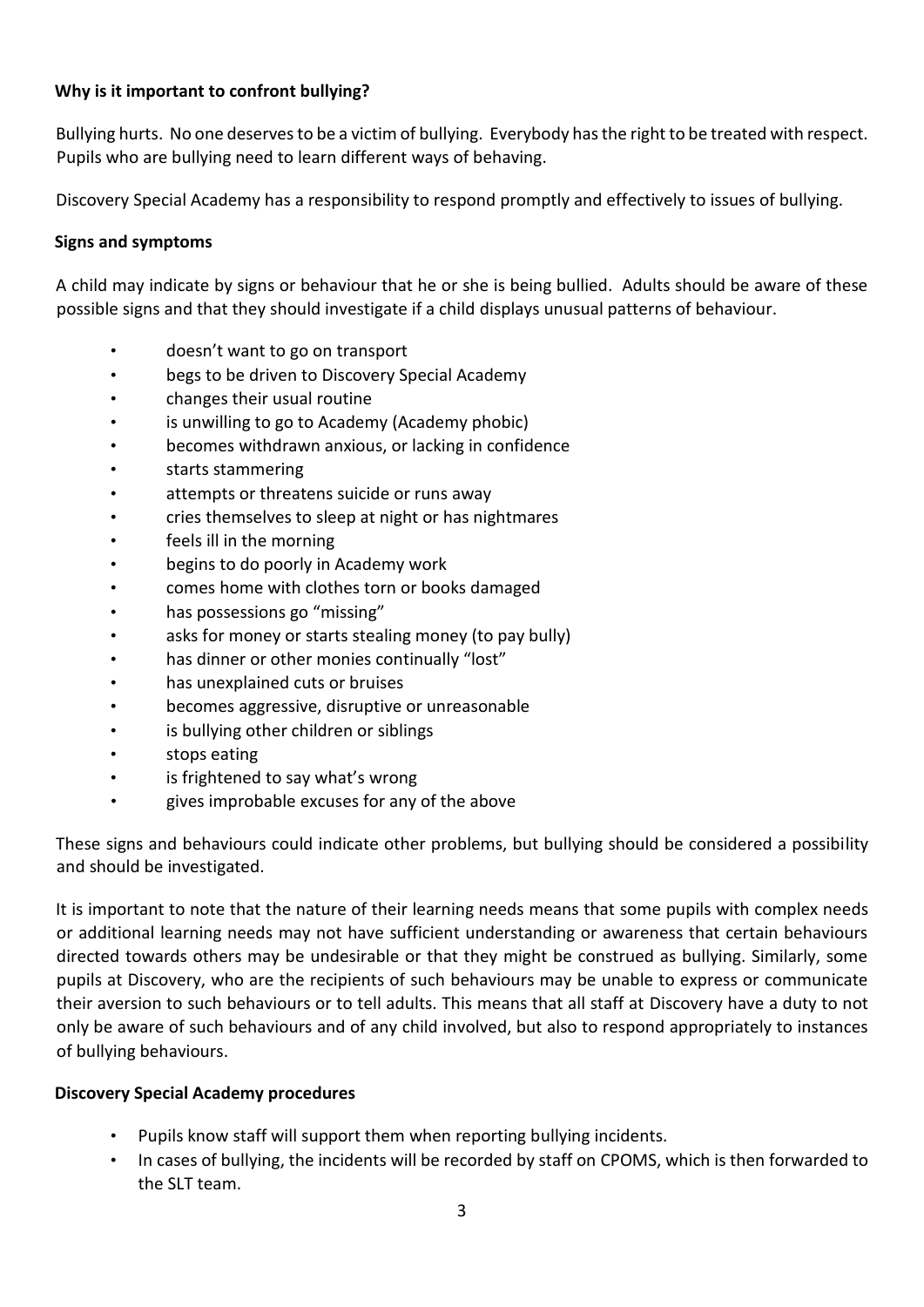**Why is it important to confront bullying?**

Bullying hurts. No one deserves to be a victim of bullying. Everybody has the right to be treated with respect. Pupils who are bullying need to learn different ways of behaving.

Discovery Special Academy has a responsibility to respond promptly and effectively to issues of bullying.

**Signs and symptoms**

A child may indicate by signs or behaviour that he or she is being bullied. Adults should be aware of these possible signs and that they should investigate if a child displays unusual patterns of behaviour.

- doesn't want to go on transport
- begs to be driven to Discovery Special Academy
- changes their usual routine
- is unwilling to go to Academy (Academy phobic)
- becomes withdrawn anxious, or lacking in confidence
- starts stammering
- attempts or threatens suicide or runs away
- cries themselves to sleep at night or has nightmares
- feels ill in the morning
- begins to do poorly in Academy work
- comes home with clothes torn or books damaged
- has possessions go "missing"
- asks for money or starts stealing money (to pay bully)
- has dinner or other monies continually "lost"
- has unexplained cuts or bruises
- becomes aggressive, disruptive or unreasonable
- is bullying other children or siblings
- stops eating
- is frightened to say what's wrong
- gives improbable excuses for any of the above

These signs and behaviours could indicate other problems, but bullying should be considered a possibility and should be investigated.

It is important to note that the nature of their learning needs means that some pupils with complex needs or additional learning needs may not have sufficient understanding or awareness that certain behaviours directed towards others may be undesirable or that they might be construed as bullying. Similarly, some pupils at Discovery, who are the recipients of such behaviours may be unable to express or communicate their aversion to such behaviours or to tell adults. This means that all staff at Discovery have a duty to not only be aware of such behaviours and of any child involved, but also to respond appropriately to instances of bullying behaviours.

**Discovery Special Academy procedures**

- Pupils know staff will support them when reporting bullying incidents.
- In cases of bullying, the incidents will be recorded by staff on CPOMS, which is then forwarded to the SLT team.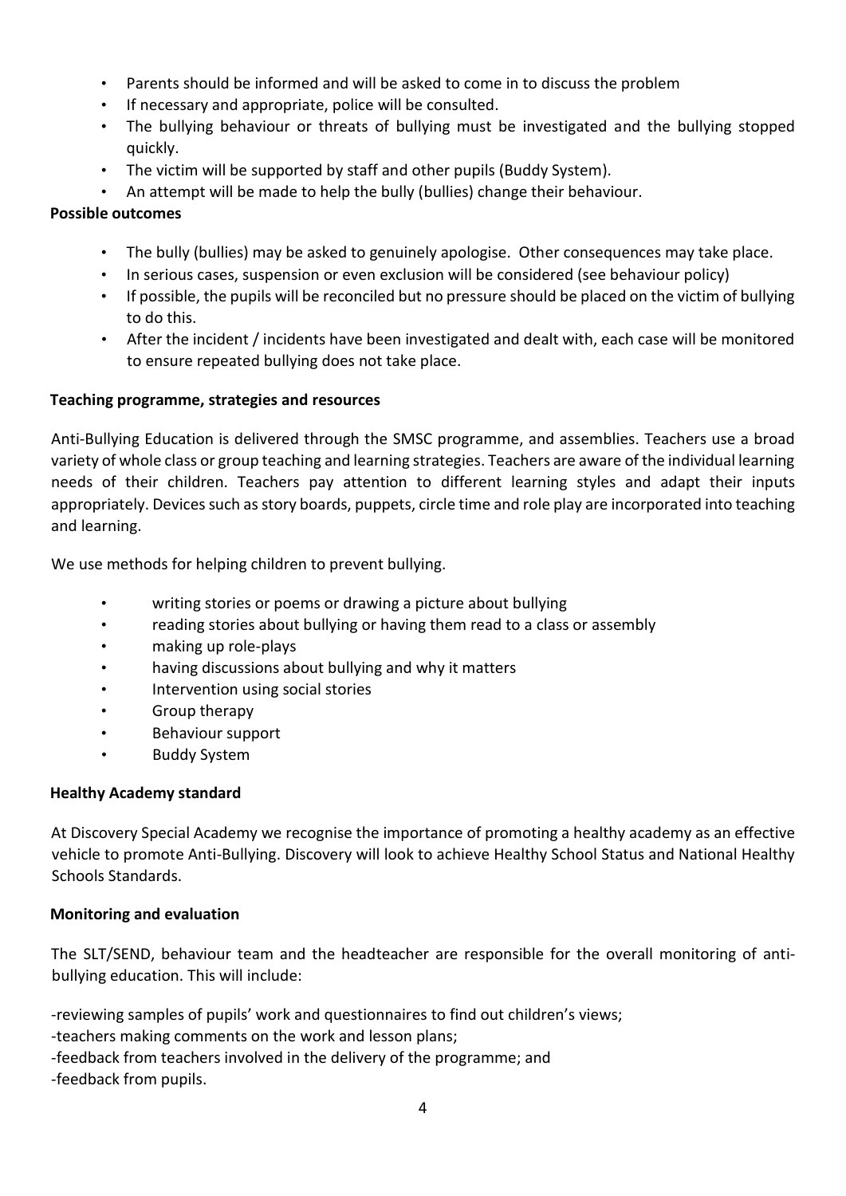- Parents should be informed and will be asked to come in to discuss the problem
- If necessary and appropriate, police will be consulted.
- The bullying behaviour or threats of bullying must be investigated and the bullying stopped quickly.
- The victim will be supported by staff and other pupils (Buddy System).
- An attempt will be made to help the bully (bullies) change their behaviour.

**Possible outcomes**

- The bully (bullies) may be asked to genuinely apologise. Other consequences may take place.
- In serious cases, suspension or even exclusion will be considered (see behaviour policy)
- If possible, the pupils will be reconciled but no pressure should be placed on the victim of bullying to do this.
- After the incident / incidents have been investigated and dealt with, each case will be monitored to ensure repeated bullying does not take place.

**Teaching programme, strategies and resources**

Anti-Bullying Education is delivered through the SMSC programme, and assemblies. Teachers use a broad variety of whole class or group teaching and learning strategies. Teachers are aware of the individual learning needs of their children. Teachers pay attention to different learning styles and adapt their inputs appropriately. Devices such as story boards, puppets, circle time and role play are incorporated into teaching and learning.

We use methods for helping children to prevent bullying.

- writing stories or poems or drawing a picture about bullying
- reading stories about bullying or having them read to a class or assembly
- making up role-plays
- having discussions about bullying and why it matters
- Intervention using social stories
- Group therapy
- Behaviour support
- Buddy System

**Healthy Academy standard**

At Discovery Special Academy we recognise the importance of promoting a healthy academy as an effective vehicle to promote Anti-Bullying. Discovery will look to achieve Healthy School Status and National Healthy Schools Standards.

**Monitoring and evaluation**

The SLT/SEND, behaviour team and the headteacher are responsible for the overall monitoring of anti-bullying education. This will include:

-reviewing samples of pupils' work and questionnaires to find out children's views;
-teachers making comments on the work and lesson plans;
-feedback from teachers involved in the delivery of the programme; and
-feedback from pupils.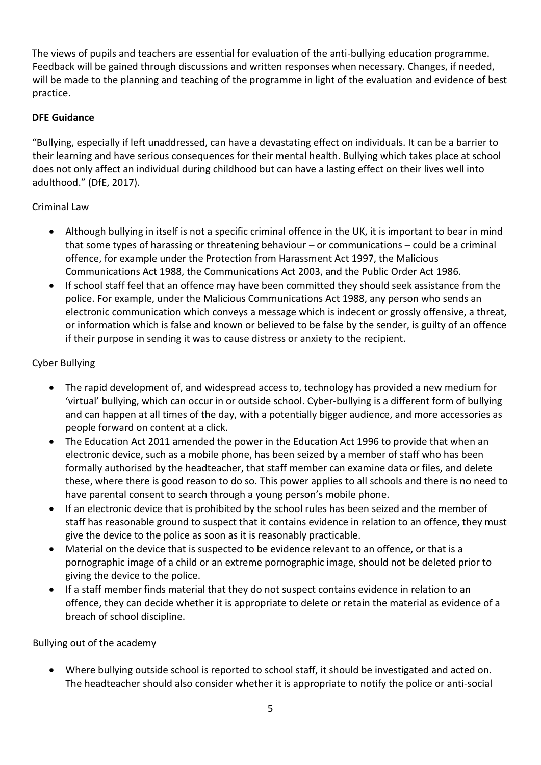The views of pupils and teachers are essential for evaluation of the anti-bullying education programme. Feedback will be gained through discussions and written responses when necessary. Changes, if needed, will be made to the planning and teaching of the programme in light of the evaluation and evidence of best practice.

**DFE Guidance**

"Bullying, especially if left unaddressed, can have a devastating effect on individuals. It can be a barrier to their learning and have serious consequences for their mental health. Bullying which takes place at school does not only affect an individual during childhood but can have a lasting effect on their lives well into adulthood." (DfE, 2017).

Criminal Law

- Although bullying in itself is not a specific criminal offence in the UK, it is important to bear in mind that some types of harassing or threatening behaviour – or communications – could be a criminal offence, for example under the Protection from Harassment Act 1997, the Malicious Communications Act 1988, the Communications Act 2003, and the Public Order Act 1986.
- If school staff feel that an offence may have been committed they should seek assistance from the police. For example, under the Malicious Communications Act 1988, any person who sends an electronic communication which conveys a message which is indecent or grossly offensive, a threat, or information which is false and known or believed to be false by the sender, is guilty of an offence if their purpose in sending it was to cause distress or anxiety to the recipient.

Cyber Bullying

- The rapid development of, and widespread access to, technology has provided a new medium for 'virtual' bullying, which can occur in or outside school. Cyber-bullying is a different form of bullying and can happen at all times of the day, with a potentially bigger audience, and more accessories as people forward on content at a click.
- The Education Act 2011 amended the power in the Education Act 1996 to provide that when an electronic device, such as a mobile phone, has been seized by a member of staff who has been formally authorised by the headteacher, that staff member can examine data or files, and delete these, where there is good reason to do so. This power applies to all schools and there is no need to have parental consent to search through a young person's mobile phone.
- If an electronic device that is prohibited by the school rules has been seized and the member of staff has reasonable ground to suspect that it contains evidence in relation to an offence, they must give the device to the police as soon as it is reasonably practicable.
- Material on the device that is suspected to be evidence relevant to an offence, or that is a pornographic image of a child or an extreme pornographic image, should not be deleted prior to giving the device to the police.
- If a staff member finds material that they do not suspect contains evidence in relation to an offence, they can decide whether it is appropriate to delete or retain the material as evidence of a breach of school discipline.

Bullying out of the academy

- Where bullying outside school is reported to school staff, it should be investigated and acted on. The headteacher should also consider whether it is appropriate to notify the police or anti-social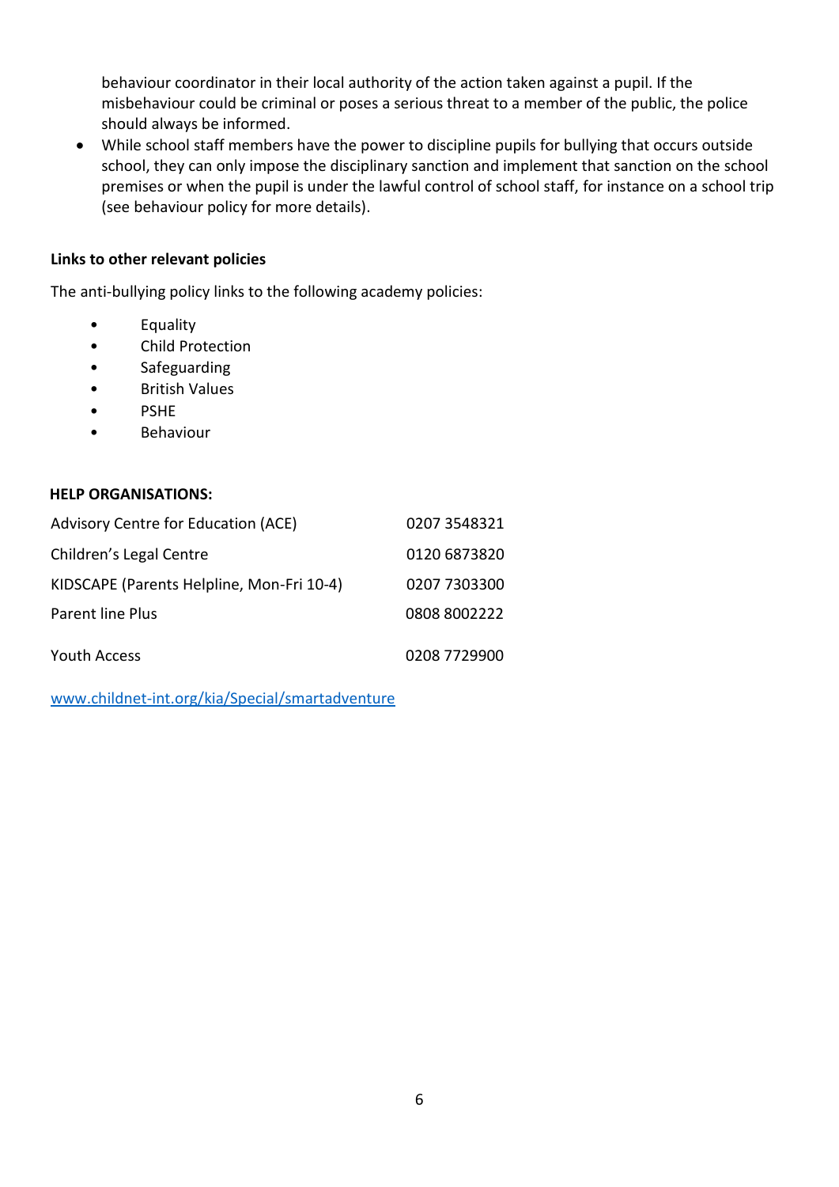behaviour coordinator in their local authority of the action taken against a pupil. If the misbehaviour could be criminal or poses a serious threat to a member of the public, the police should always be informed.

- While school staff members have the power to discipline pupils for bullying that occurs outside school, they can only impose the disciplinary sanction and implement that sanction on the school premises or when the pupil is under the lawful control of school staff, for instance on a school trip (see behaviour policy for more details).

**Links to other relevant policies**

The anti-bullying policy links to the following academy policies:

- Equality
- Child Protection
- Safeguarding
- British Values
- PSHE
- Behaviour

**HELP ORGANISATIONS:**

| | |
|---|---|
| Advisory Centre for Education (ACE) | 0207 3548321 |
| Children's Legal Centre | 0120 6873820 |
| KIDSCAPE (Parents Helpline, Mon-Fri 10-4) | 0207 7303300 |
| Parent line Plus | 0808 8002222 |
| Youth Access | 0208 7729900 |

[www.childnet-int.org/kia/Special/smartadventure](http://www.childnet-int.org/kia/Special/smartadventure)